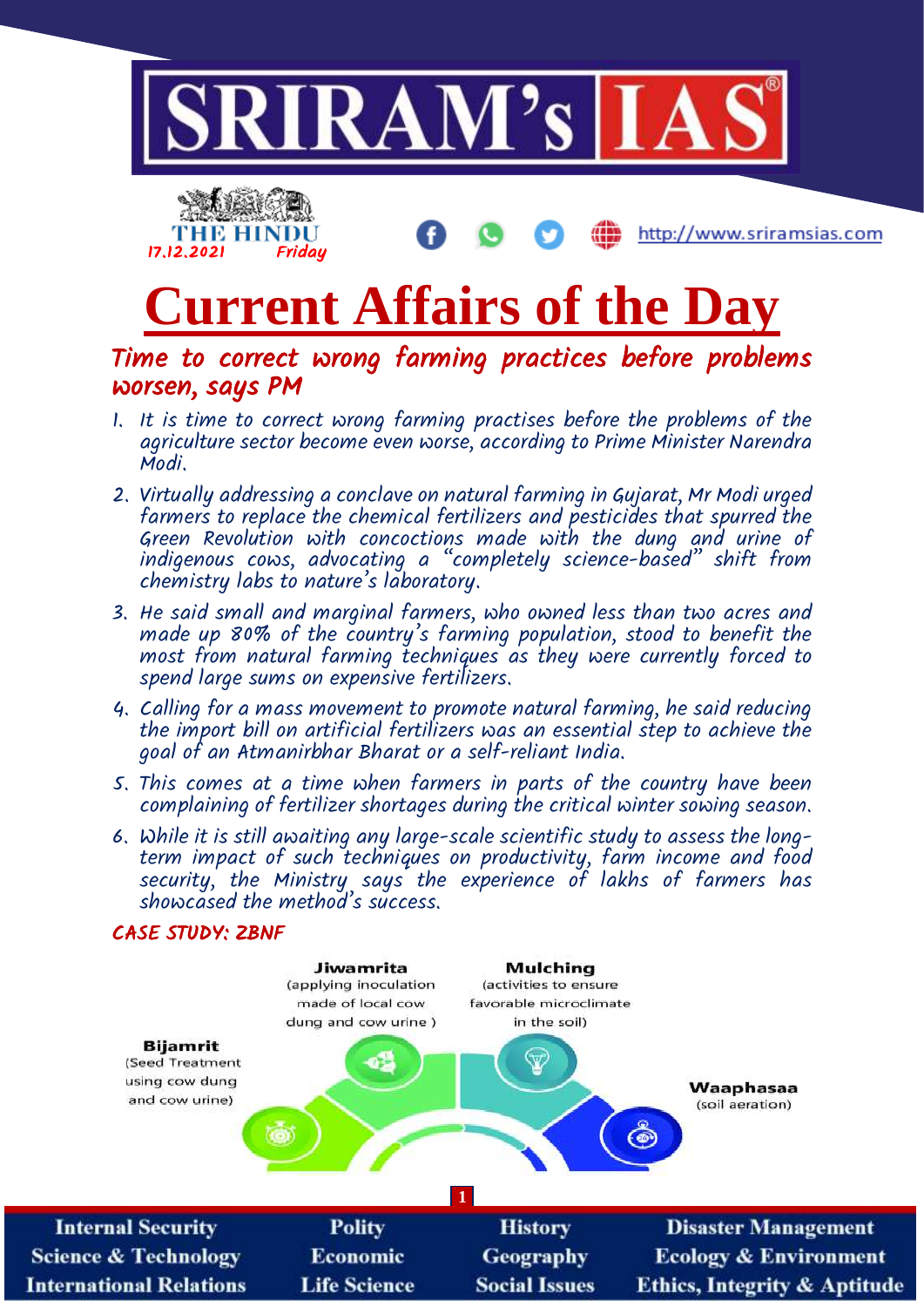# Current Affairs of the Day

THE HINDU 17.12.2021 Friday

## Time to correct wrong farming practices before problems worsen, says PM

1. It is time to correct wrong farming practises before the problems of the agriculture sector become even worse, according to Prime Minister Narendra Modi.
2. Virtually addressing a conclave on natural farming in Gujarat, Mr Modi urged farmers to replace the chemical fertilizers and pesticides that spurred the Green Revolution with concoctions made with the dung and urine of indigenous cows, advocating a "completely science-based" shift from chemistry labs to nature's laboratory.
3. He said small and marginal farmers, who owned less than two acres and made up 80% of the country's farming population, stood to benefit the most from natural farming techniques as they were currently forced to spend large sums on expensive fertilizers.
4. Calling for a mass movement to promote natural farming, he said reducing the import bill on artificial fertilizers was an essential step to achieve the goal of an Atmanirbhar Bharat or a self-reliant India.
5. This comes at a time when farmers in parts of the country have been complaining of fertilizer shortages during the critical winter sowing season.
6. While it is still awaiting any large-scale scientific study to assess the long-term impact of such techniques on productivity, farm income and food security, the Ministry says the experience of lakhs of farmers has showcased the method's success.

### CASE STUDY: ZBNF

**Bijamrit** (Seed Treatment using cow dung and cow urine)

**Jiwamrita** (applying inoculation made of local cow dung and cow urine )

**Mulching** (activities to ensure favorable microclimate in the soil)

**Waaphasaa** (soil aeration)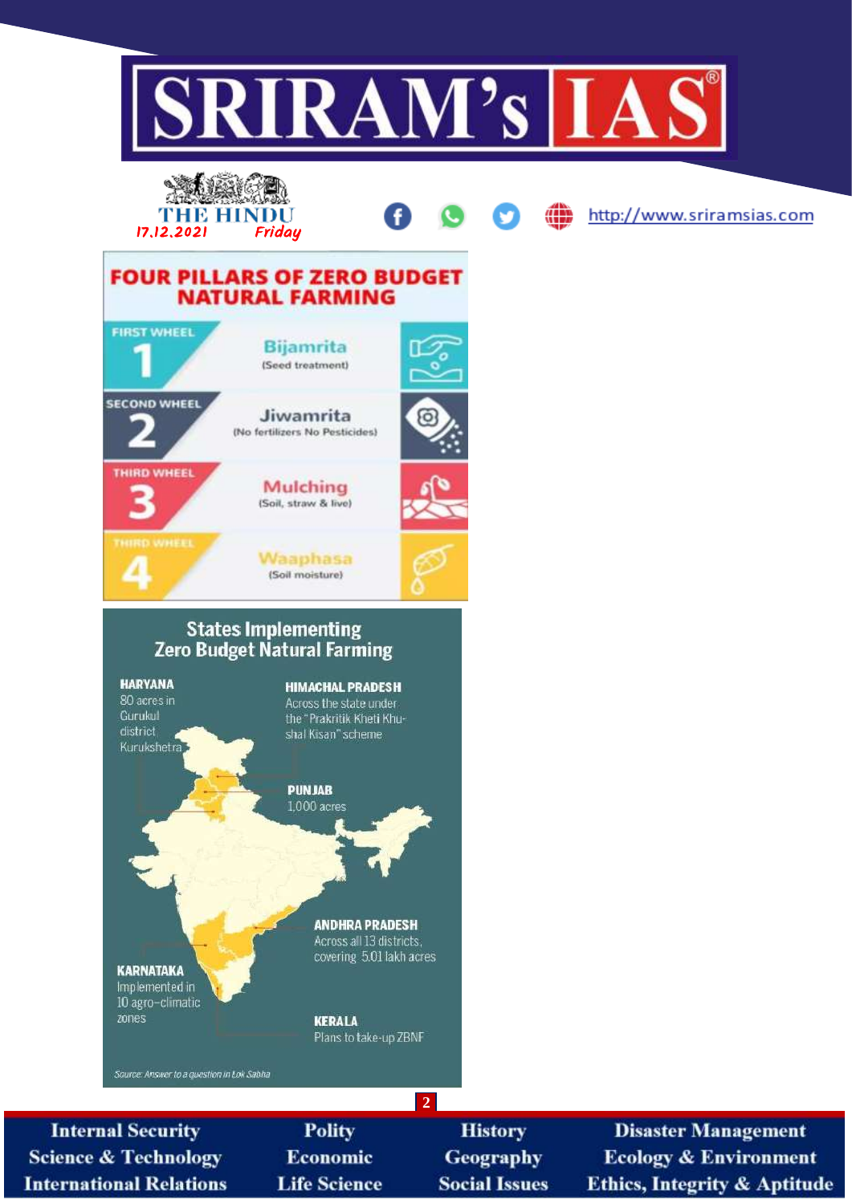# FOUR PILLARS OF ZERO BUDGET NATURAL FARMING

| Wheel | Pillar |
|---|---|
| FIRST WHEEL 1 | Bijamrita (Seed treatment) |
| SECOND WHEEL 2 | Jiwamrita (No fertilizers No Pesticides) |
| THIRD WHEEL 3 | Mulching (Soil, straw & live) |
| THIRD WHEEL 4 | Waaphasa (Soil moisture) |

## States Implementing Zero Budget Natural Farming

- **HARYANA**: 80 acres in Gurukul district Kurukshetra
- **HIMACHAL PRADESH**: Across the state under the "Prakritik Kheti Khushal Kisan" scheme
- **PUNJAB**: 1,000 acres
- **ANDHRA PRADESH**: Across all 13 districts, covering 5.01 lakh acres
- **KARNATAKA**: Implemented in 10 agro-climatic zones
- **KERALA**: Plans to take-up ZBNF

*Source: Answer to a question in Lok Sabha*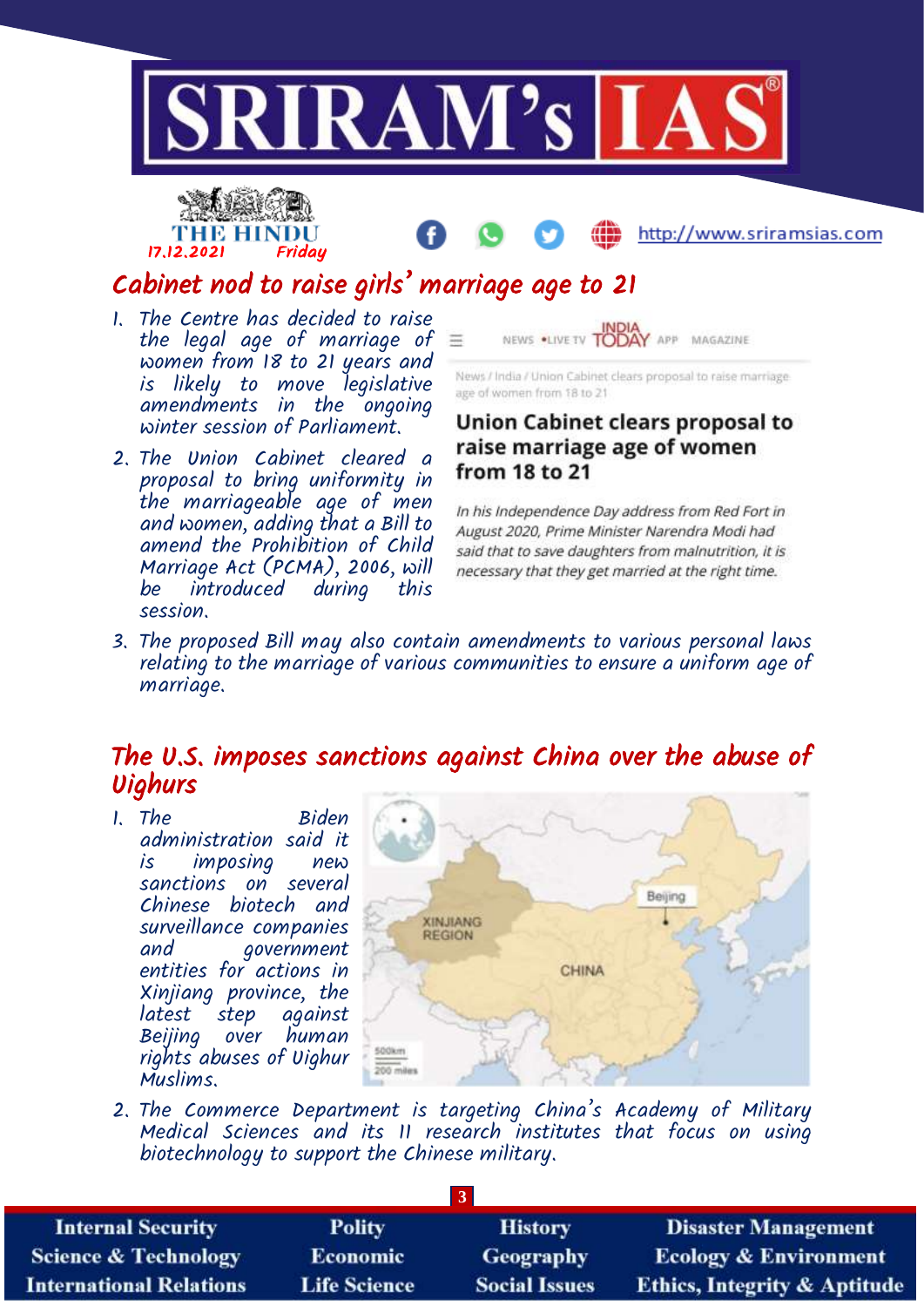## Cabinet nod to raise girls' marriage age to 21

1. The Centre has decided to raise the legal age of marriage of women from 18 to 21 years and is likely to move legislative amendments in the ongoing winter session of Parliament.
2. The Union Cabinet cleared a proposal to bring uniformity in the marriageable age of men and women, adding that a Bill to amend the Prohibition of Child Marriage Act (PCMA), 2006, will be introduced during this session.

NEWS •LIVE TV INDIA TODAY APP MAGAZINE

News / India / Union Cabinet clears proposal to raise marriage age of women from 18 to 21

**Union Cabinet clears proposal to raise marriage age of women from 18 to 21**

*In his Independence Day address from Red Fort in August 2020, Prime Minister Narendra Modi had said that to save daughters from malnutrition, it is necessary that they get married at the right time.*

3. The proposed Bill may also contain amendments to various personal laws relating to the marriage of various communities to ensure a uniform age of marriage.

## The U.S. imposes sanctions against China over the abuse of Uighurs

1. The Biden administration said it is imposing new sanctions on several Chinese biotech and surveillance companies and government entities for actions in Xinjiang province, the latest step against Beijing over human rights abuses of Uighur Muslims.

XINJIANG REGION · CHINA · Beijing · 500km · 200 miles

2. The Commerce Department is targeting China's Academy of Military Medical Sciences and its 11 research institutes that focus on using biotechnology to support the Chinese military.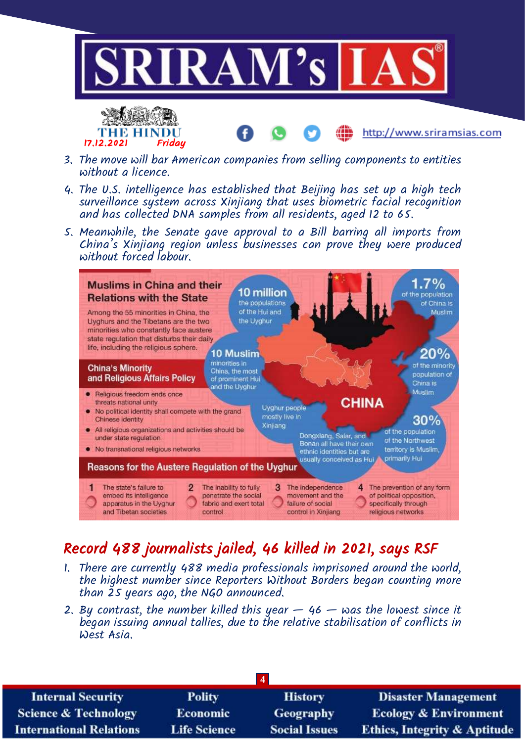3. The move will bar American companies from selling components to entities without a licence.

4. The U.S. intelligence has established that Beijing has set up a high tech surveillance system across Xinjiang that uses biometric facial recognition and has collected DNA samples from all residents, aged 12 to 65.

5. Meanwhile, the Senate gave approval to a Bill barring all imports from China's Xinjiang region unless businesses can prove they were produced without forced labour.

### Muslims in China and their Relations with the State

Among the 55 minorities in China, the Uyghurs and the Tibetans are the two minorities who constantly face austere state regulation that disturbs their daily life, including the religious sphere.

**10 million** the populations of the Hui and the Uyghur

**1.7%** of the population of China is Muslim

**10 Muslim** minorities in China, the most of prominent Hui and the Uyghur

**20%** of the minority population of China is Muslim

**CHINA**

Uyghur people mostly live in Xinjiang

Dongxiang, Salar, and Bonan all have their own ethnic identities but are usually conceived as Hui

**30%** of the population of the Northwest territory is Muslim, primarily Hui

#### China's Minority and Religious Affairs Policy

- Religious freedom ends once threats national unity
- No political identity shall compete with the grand Chinese identity
- All religious organizations and activities should be under state regulation
- No transnational religious networks

#### Reasons for the Austere Regulation of the Uyghur

1. The state's failure to embed its intelligence apparatus in the Uyghur and Tibetan societies
2. The inability to fully penetrate the social fabric and exert total control
3. The independence movement and the failure of social control in Xinjiang
4. The prevention of any form of political opposition, specifically through religious networks

## Record 488 journalists jailed, 46 killed in 2021, says RSF

1. There are currently 488 media professionals imprisoned around the world, the highest number since Reporters Without Borders began counting more than 25 years ago, the NGO announced.

2. By contrast, the number killed this year — 46 — was the lowest since it began issuing annual tallies, due to the relative stabilisation of conflicts in West Asia.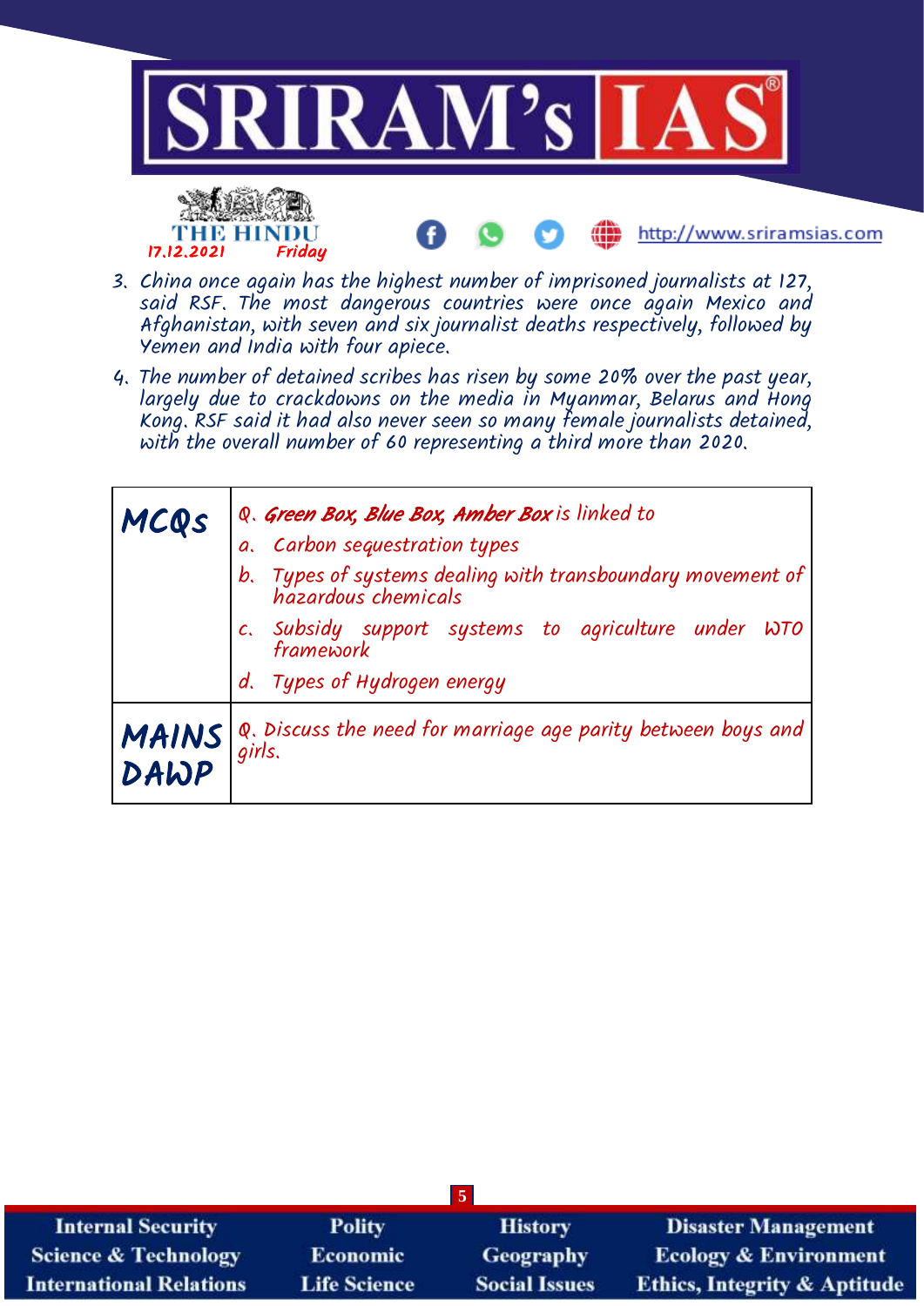3. China once again has the highest number of imprisoned journalists at 127, said RSF. The most dangerous countries were once again Mexico and Afghanistan, with seven and six journalist deaths respectively, followed by Yemen and India with four apiece.

4. The number of detained scribes has risen by some 20% over the past year, largely due to crackdowns on the media in Myanmar, Belarus and Hong Kong. RSF said it had also never seen so many female journalists detained, with the overall number of 60 representing a third more than 2020.

| | |
|---|---|
| **MCQs** | Q. ***Green Box, Blue Box, Amber Box*** is linked to<br>a. Carbon sequestration types<br>b. Types of systems dealing with transboundary movement of hazardous chemicals<br>c. Subsidy support systems to agriculture under WTO framework<br>d. Types of Hydrogen energy |
| **MAINS DAWP** | Q. Discuss the need for marriage age parity between boys and girls. |